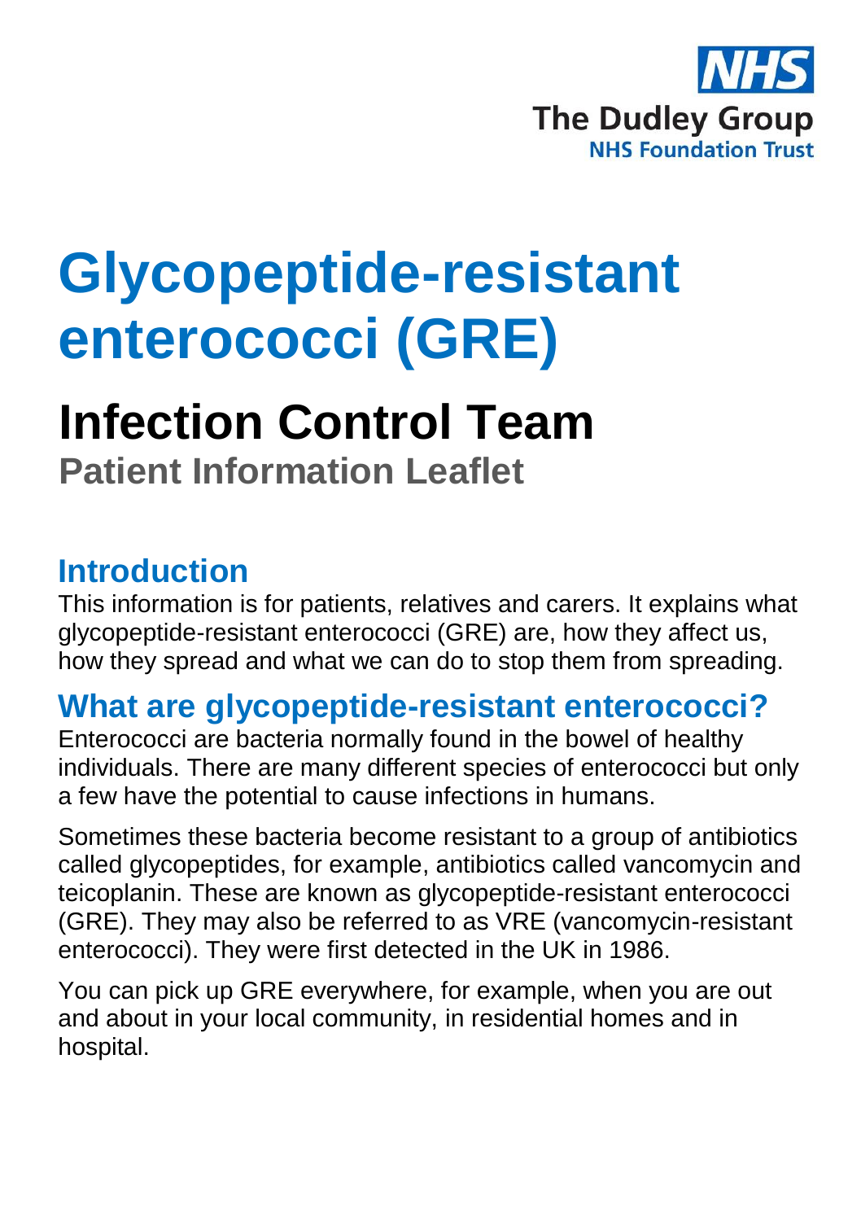NHS

The Dudley Group

NHS Foundation Trust

# Glycopeptide-resistant enterococci (GRE)

## Infection Control Team

### Patient Information Leaflet

## Introduction

This information is for patients, relatives and carers. It explains what glycopeptide-resistant enterococci (GRE) are, how they affect us, how they spread and what we can do to stop them from spreading.

## What are glycopeptide-resistant enterococci?

Enterococci are bacteria normally found in the bowel of healthy individuals. There are many different species of enterococci but only a few have the potential to cause infections in humans.

Sometimes these bacteria become resistant to a group of antibiotics called glycopeptides, for example, antibiotics called vancomycin and teicoplanin. These are known as glycopeptide-resistant enterococci (GRE). They may also be referred to as VRE (vancomycin-resistant enterococci). They were first detected in the UK in 1986.

You can pick up GRE everywhere, for example, when you are out and about in your local community, in residential homes and in hospital.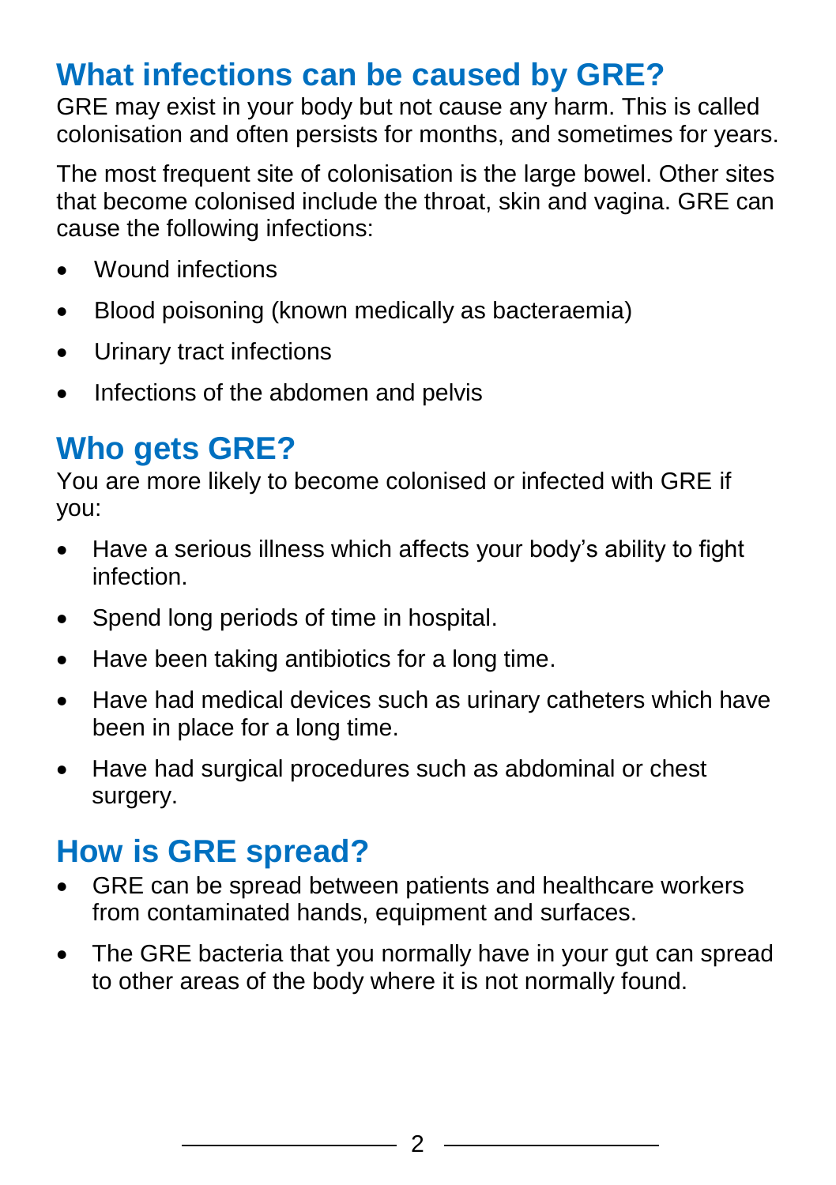## What infections can be caused by GRE?

GRE may exist in your body but not cause any harm. This is called colonisation and often persists for months, and sometimes for years.

The most frequent site of colonisation is the large bowel. Other sites that become colonised include the throat, skin and vagina. GRE can cause the following infections:

- Wound infections
- Blood poisoning (known medically as bacteraemia)
- Urinary tract infections
- Infections of the abdomen and pelvis

## Who gets GRE?

You are more likely to become colonised or infected with GRE if you:

- Have a serious illness which affects your body's ability to fight infection.
- Spend long periods of time in hospital.
- Have been taking antibiotics for a long time.
- Have had medical devices such as urinary catheters which have been in place for a long time.
- Have had surgical procedures such as abdominal or chest surgery.

## How is GRE spread?

- GRE can be spread between patients and healthcare workers from contaminated hands, equipment and surfaces.
- The GRE bacteria that you normally have in your gut can spread to other areas of the body where it is not normally found.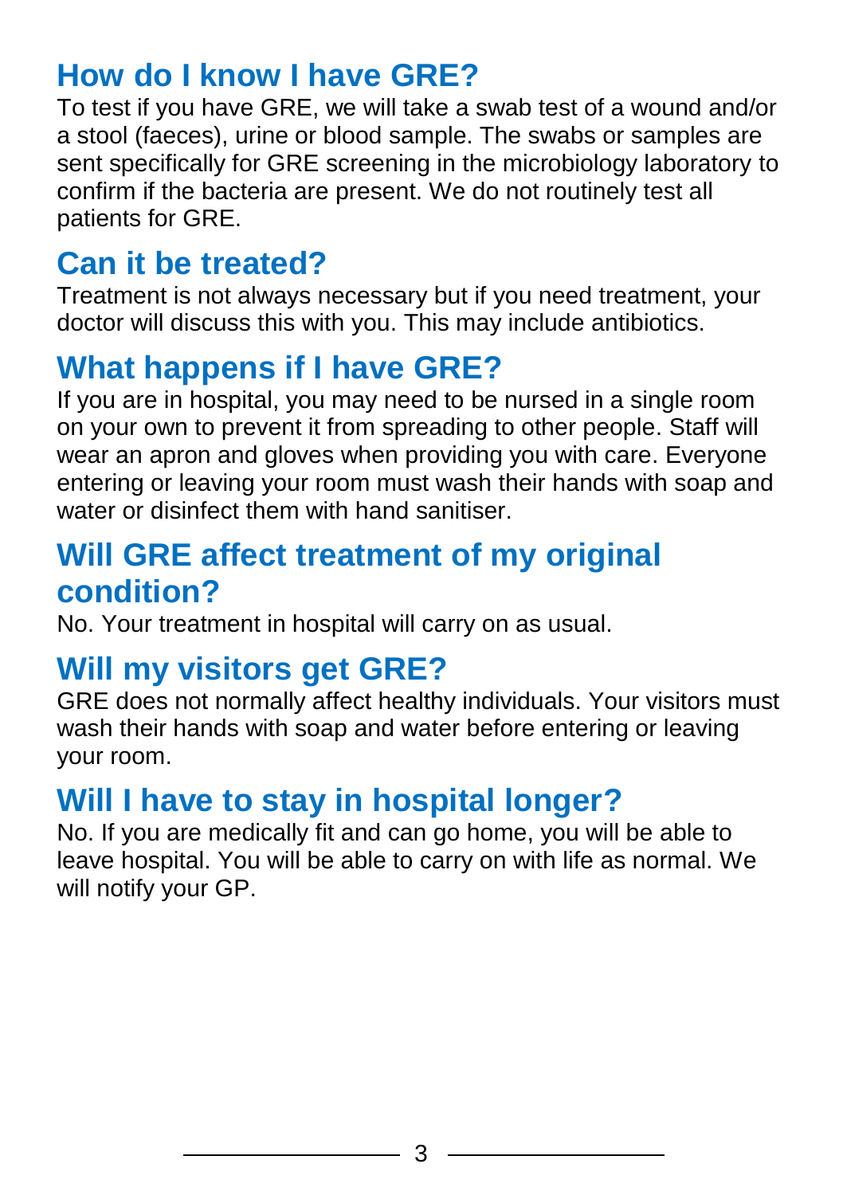## How do I know I have GRE?

To test if you have GRE, we will take a swab test of a wound and/or a stool (faeces), urine or blood sample. The swabs or samples are sent specifically for GRE screening in the microbiology laboratory to confirm if the bacteria are present. We do not routinely test all patients for GRE.

## Can it be treated?

Treatment is not always necessary but if you need treatment, your doctor will discuss this with you. This may include antibiotics.

## What happens if I have GRE?

If you are in hospital, you may need to be nursed in a single room on your own to prevent it from spreading to other people. Staff will wear an apron and gloves when providing you with care. Everyone entering or leaving your room must wash their hands with soap and water or disinfect them with hand sanitiser.

## Will GRE affect treatment of my original condition?

No. Your treatment in hospital will carry on as usual.

## Will my visitors get GRE?

GRE does not normally affect healthy individuals. Your visitors must wash their hands with soap and water before entering or leaving your room.

## Will I have to stay in hospital longer?

No. If you are medically fit and can go home, you will be able to leave hospital. You will be able to carry on with life as normal. We will notify your GP.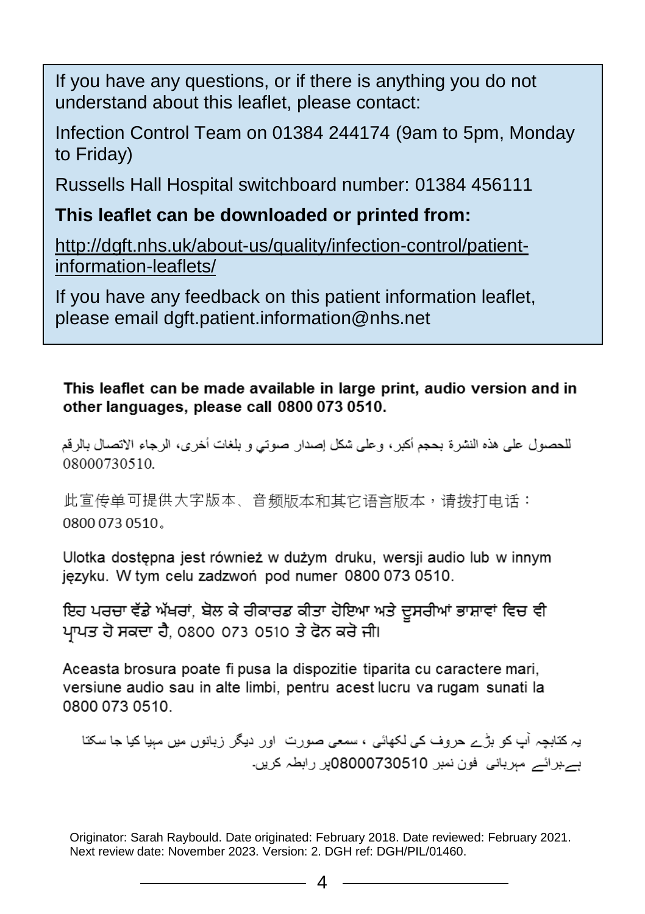If you have any questions, or if there is anything you do not understand about this leaflet, please contact:

Infection Control Team on 01384 244174 (9am to 5pm, Monday to Friday)

Russells Hall Hospital switchboard number: 01384 456111

**This leaflet can be downloaded or printed from:**

http://dgft.nhs.uk/about-us/quality/infection-control/patient-information-leaflets/

If you have any feedback on this patient information leaflet, please email dgft.patient.information@nhs.net

**This leaflet can be made available in large print, audio version and in other languages, please call 0800 073 0510.**

للحصول على هذه النشرة بحجم أكبر، وعلى شكل إصدار صوتي و بلغات أخرى، الرجاء الاتصال بالرقم 08000730510.

此宣传单可提供大字版本、音频版本和其它语言版本，请拨打电话：0800 073 0510。

Ulotka dostępna jest również w dużym druku, wersji audio lub w innym języku. W tym celu zadzwoń pod numer 0800 073 0510.

ਇਹ ਪਰਚਾ ਵੱਡੇ ਅੱਖਰਾਂ, ਬੋਲ ਕੇ ਰੀਕਾਰਡ ਕੀਤਾ ਹੋਇਆ ਅਤੇ ਦੂਸਰੀਆਂ ਭਾਸ਼ਾਵਾਂ ਵਿਚ ਵੀ ਪ੍ਰਾਪਤ ਹੋ ਸਕਦਾ ਹੈ, 0800 073 0510 ਤੇ ਫੋਨ ਕਰੋ ਜੀ।

Aceasta brosura poate fi pusa la dispozitie tiparita cu caractere mari, versiune audio sau in alte limbi, pentru acest lucru va rugam sunati la 0800 073 0510.

یہ کتابچہ آپ کو بڑے حروف کی لکھائی ، سمعی صورت اور دیگر زبانوں میں مہیا کیا جا سکتا ہے۔برائے مہربانی فون نمبر 08000730510پر رابطہ کریں۔

Originator: Sarah Raybould. Date originated: February 2018. Date reviewed: February 2021. Next review date: November 2023. Version: 2. DGH ref: DGH/PIL/01460.